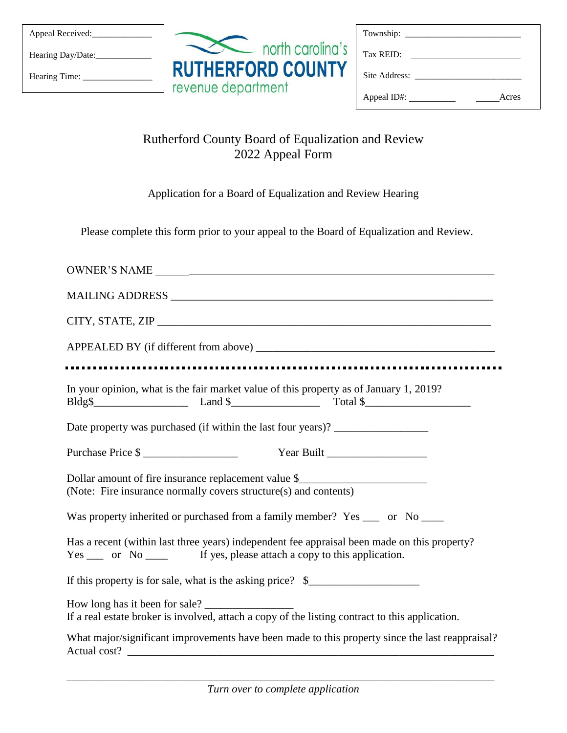| Appeal Received:_____________ |
|---|
| Hearing Day/Date:____________ |
| Hearing Time: _______________ |

north carolina's
**RUTHERFORD COUNTY**
revenue department

| Township: _________________________ | |
|---|---|
| Tax REID: _______________________ | |
| Site Address: _______________________ | |
| Appeal ID#: __________ | _____Acres |

# Rutherford County Board of Equalization and Review
# 2022 Appeal Form

Application for a Board of Equalization and Review Hearing

Please complete this form prior to your appeal to the Board of Equalization and Review.

OWNER'S NAME ____________________________________________________________

MAILING ADDRESS _________________________________________________________

CITY, STATE, ZIP __________________________________________________________

APPEALED BY (if different from above) ____________________________________________

---

In your opinion, what is the fair market value of this property as of January 1, 2019?
Bldg$_________________ Land $________________ Total $___________________

Date property was purchased (if within the last four years)? _________________

Purchase Price $ _________________ Year Built __________________

Dollar amount of fire insurance replacement value $______________________
(Note: Fire insurance normally covers structure(s) and contents)

Was property inherited or purchased from a family member? Yes ___ or No ____

Has a recent (within last three years) independent fee appraisal been made on this property?
Yes ___ or No ____ If yes, please attach a copy to this application.

If this property is for sale, what is the asking price? $___________________

How long has it been for sale? ________________
If a real estate broker is involved, attach a copy of the listing contract to this application.

What major/significant improvements have been made to this property since the last reappraisal?
Actual cost? ____________________________________________________________________

____________________________________________________________________________

*Turn over to complete application*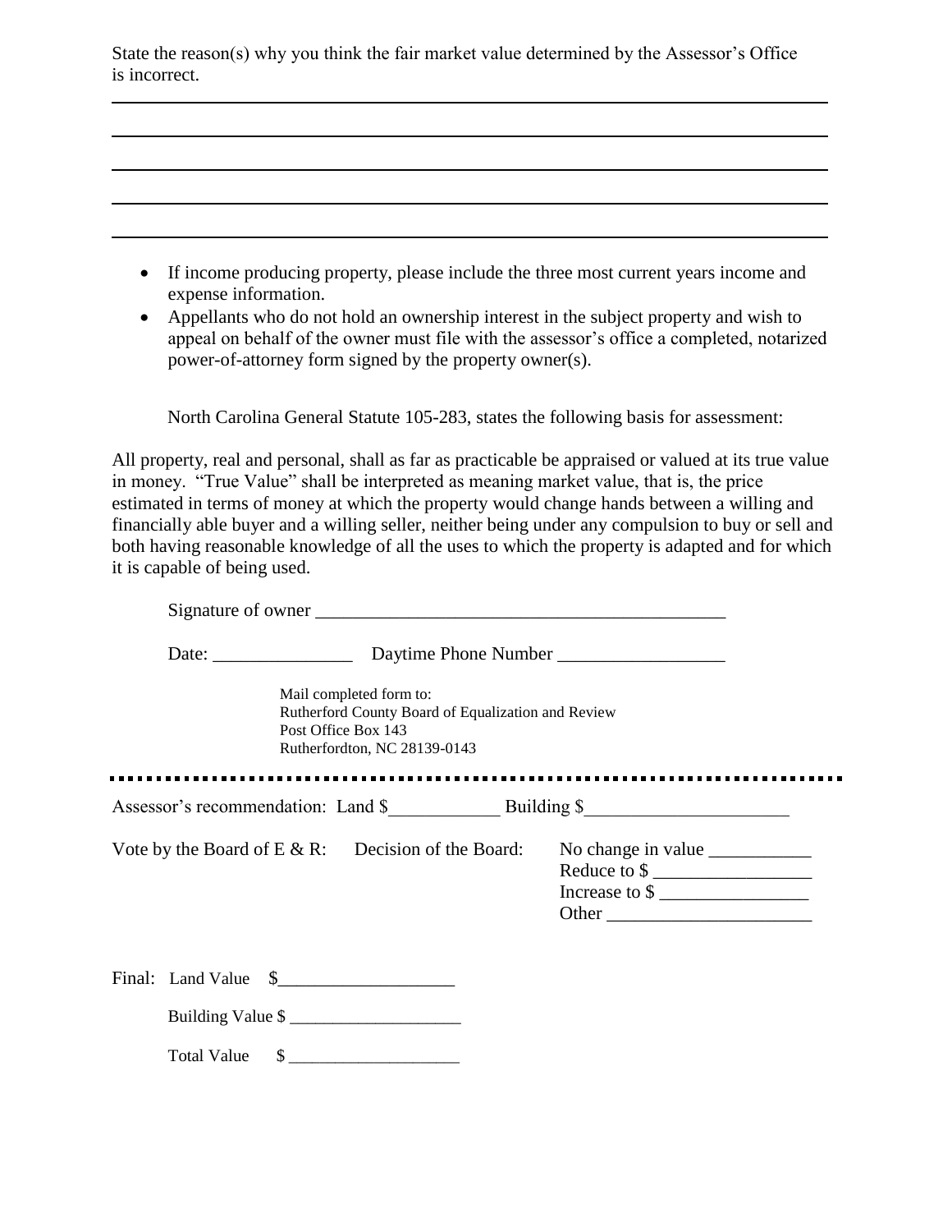State the reason(s) why you think the fair market value determined by the Assessor's Office is incorrect.

\_\_\_\_\_\_\_\_\_\_\_\_\_\_\_\_\_\_\_\_\_\_\_\_\_\_\_\_\_\_\_\_\_\_\_\_\_\_\_\_\_\_\_\_\_\_\_\_\_\_\_\_\_\_\_\_\_\_\_\_\_\_\_\_\_\_\_\_\_\_

\_\_\_\_\_\_\_\_\_\_\_\_\_\_\_\_\_\_\_\_\_\_\_\_\_\_\_\_\_\_\_\_\_\_\_\_\_\_\_\_\_\_\_\_\_\_\_\_\_\_\_\_\_\_\_\_\_\_\_\_\_\_\_\_\_\_\_\_\_\_

\_\_\_\_\_\_\_\_\_\_\_\_\_\_\_\_\_\_\_\_\_\_\_\_\_\_\_\_\_\_\_\_\_\_\_\_\_\_\_\_\_\_\_\_\_\_\_\_\_\_\_\_\_\_\_\_\_\_\_\_\_\_\_\_\_\_\_\_\_\_

\_\_\_\_\_\_\_\_\_\_\_\_\_\_\_\_\_\_\_\_\_\_\_\_\_\_\_\_\_\_\_\_\_\_\_\_\_\_\_\_\_\_\_\_\_\_\_\_\_\_\_\_\_\_\_\_\_\_\_\_\_\_\_\_\_\_\_\_\_\_

\_\_\_\_\_\_\_\_\_\_\_\_\_\_\_\_\_\_\_\_\_\_\_\_\_\_\_\_\_\_\_\_\_\_\_\_\_\_\_\_\_\_\_\_\_\_\_\_\_\_\_\_\_\_\_\_\_\_\_\_\_\_\_\_\_\_\_\_\_\_

- If income producing property, please include the three most current years income and expense information.
- Appellants who do not hold an ownership interest in the subject property and wish to appeal on behalf of the owner must file with the assessor's office a completed, notarized power-of-attorney form signed by the property owner(s).

North Carolina General Statute 105-283, states the following basis for assessment:

All property, real and personal, shall as far as practicable be appraised or valued at its true value in money. "True Value" shall be interpreted as meaning market value, that is, the price estimated in terms of money at which the property would change hands between a willing and financially able buyer and a willing seller, neither being under any compulsion to buy or sell and both having reasonable knowledge of all the uses to which the property is adapted and for which it is capable of being used.

Signature of owner \_\_\_\_\_\_\_\_\_\_\_\_\_\_\_\_\_\_\_\_\_\_\_\_\_\_\_\_\_\_\_\_\_\_\_\_\_\_\_\_\_\_\_\_

Date: \_\_\_\_\_\_\_\_\_\_\_\_\_\_\_ Daytime Phone Number \_\_\_\_\_\_\_\_\_\_\_\_\_\_\_\_\_\_

Mail completed form to:
Rutherford County Board of Equalization and Review
Post Office Box 143
Rutherfordton, NC 28139-0143

---

Assessor's recommendation: Land $\_\_\_\_\_\_\_\_\_\_\_\_ Building $\_\_\_\_\_\_\_\_\_\_\_\_\_\_\_\_\_\_\_\_\_\_

Vote by the Board of E & R: Decision of the Board:

No change in value \_\_\_\_\_\_\_\_\_\_\_
Reduce to $ \_\_\_\_\_\_\_\_\_\_\_\_\_\_\_\_\_
Increase to $ \_\_\_\_\_\_\_\_\_\_\_\_\_\_\_\_
Other \_\_\_\_\_\_\_\_\_\_\_\_\_\_\_\_\_\_\_\_\_\_

Final: Land Value $\_\_\_\_\_\_\_\_\_\_\_\_\_\_\_\_\_\_\_

Building Value $ \_\_\_\_\_\_\_\_\_\_\_\_\_\_\_\_\_\_\_\_

Total Value $ \_\_\_\_\_\_\_\_\_\_\_\_\_\_\_\_\_\_\_\_